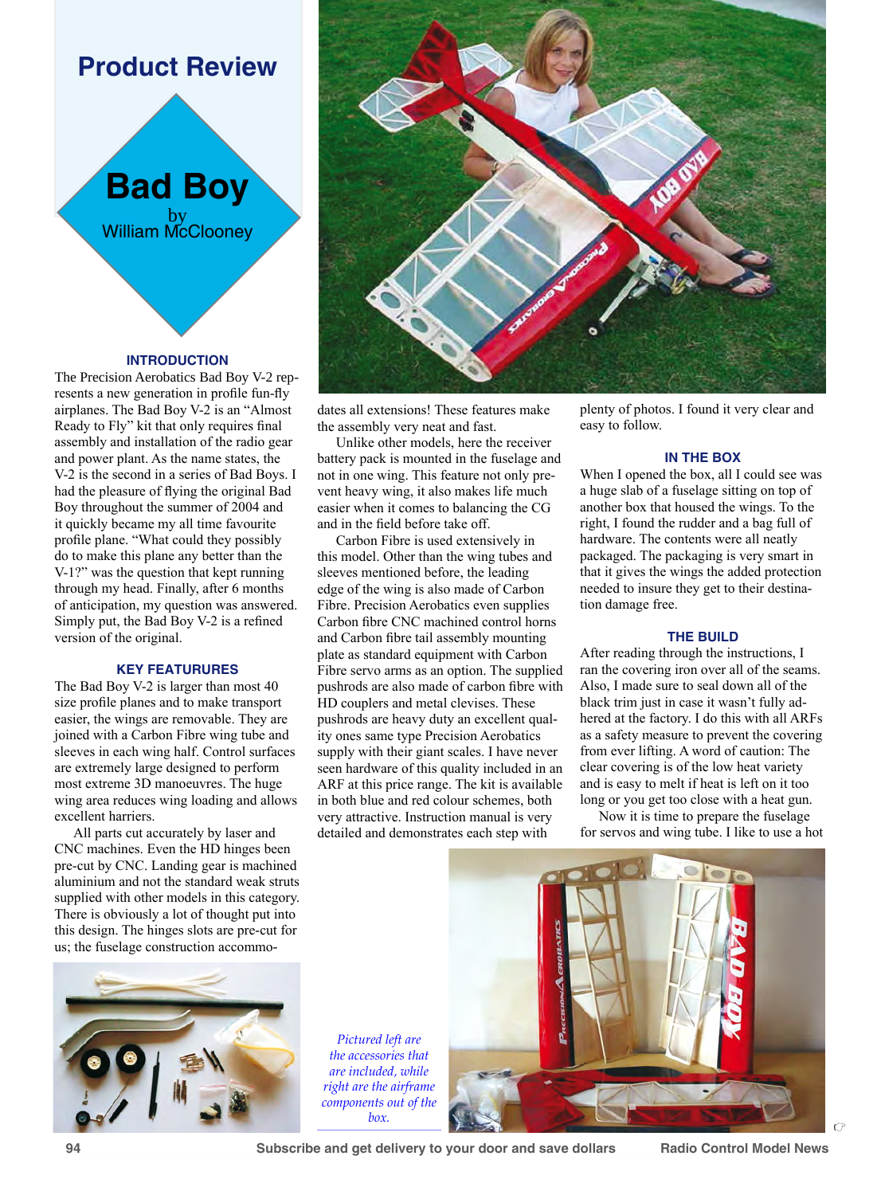# Product Review

## Bad Boy

by
William McClooney

### INTRODUCTION

The Precision Aerobatics Bad Boy V-2 represents a new generation in profile fun-fly airplanes. The Bad Boy V-2 is an "Almost Ready to Fly" kit that only requires final assembly and installation of the radio gear and power plant. As the name states, the V-2 is the second in a series of Bad Boys. I had the pleasure of flying the original Bad Boy throughout the summer of 2004 and it quickly became my all time favourite profile plane. "What could they possibly do to make this plane any better than the V-1?" was the question that kept running through my head. Finally, after 6 months of anticipation, my question was answered. Simply put, the Bad Boy V-2 is a refined version of the original.

### KEY FEATURURES

The Bad Boy V-2 is larger than most 40 size profile planes and to make transport easier, the wings are removable. They are joined with a Carbon Fibre wing tube and sleeves in each wing half. Control surfaces are extremely large designed to perform most extreme 3D manoeuvres. The huge wing area reduces wing loading and allows excellent harriers.

All parts cut accurately by laser and CNC machines. Even the HD hinges been pre-cut by CNC. Landing gear is machined aluminium and not the standard weak struts supplied with other models in this category. There is obviously a lot of thought put into this design. The hinges slots are pre-cut for us; the fuselage construction accommodates all extensions! These features make the assembly very neat and fast.

Unlike other models, here the receiver battery pack is mounted in the fuselage and not in one wing. This feature not only prevent heavy wing, it also makes life much easier when it comes to balancing the CG and in the field before take off.

Carbon Fibre is used extensively in this model. Other than the wing tubes and sleeves mentioned before, the leading edge of the wing is also made of Carbon Fibre. Precision Aerobatics even supplies Carbon fibre CNC machined control horns and Carbon fibre tail assembly mounting plate as standard equipment with Carbon Fibre servo arms as an option. The supplied pushrods are also made of carbon fibre with HD couplers and metal clevises. These pushrods are heavy duty an excellent quality ones same type Precision Aerobatics supply with their giant scales. I have never seen hardware of this quality included in an ARF at this price range. The kit is available in both blue and red colour schemes, both very attractive. Instruction manual is very detailed and demonstrates each step with plenty of photos. I found it very clear and easy to follow.

### IN THE BOX

When I opened the box, all I could see was a huge slab of a fuselage sitting on top of another box that housed the wings. To the right, I found the rudder and a bag full of hardware. The contents were all neatly packaged. The packaging is very smart in that it gives the wings the added protection needed to insure they get to their destination damage free.

### THE BUILD

After reading through the instructions, I ran the covering iron over all of the seams. Also, I made sure to seal down all of the black trim just in case it wasn't fully adhered at the factory. I do this with all ARFs as a safety measure to prevent the covering from ever lifting. A word of caution: The clear covering is of the low heat variety and is easy to melt if heat is left on it too long or you get too close with a heat gun.

Now it is time to prepare the fuselage for servos and wing tube. I like to use a hot

*Pictured left are the accessories that are included, while right are the airframe components out of the box.*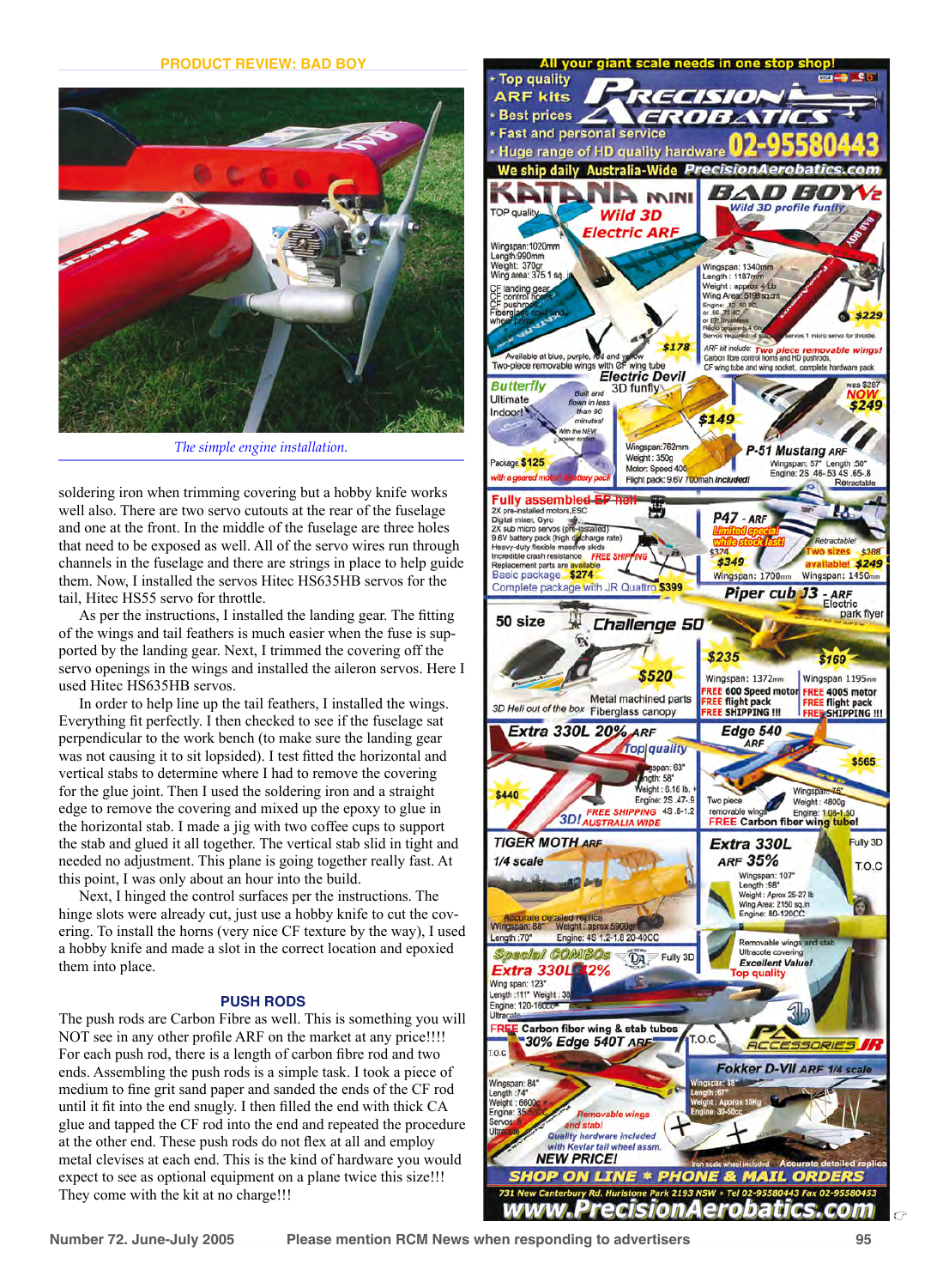PRODUCT REVIEW: BAD BOY

*The simple engine installation.*

soldering iron when trimming covering but a hobby knife works well also. There are two servo cutouts at the rear of the fuselage and one at the front. In the middle of the fuselage are three holes that need to be exposed as well. All of the servo wires run through channels in the fuselage and there are strings in place to help guide them. Now, I installed the servos Hitec HS635HB servos for the tail, Hitec HS55 servo for throttle.

As per the instructions, I installed the landing gear. The fitting of the wings and tail feathers is much easier when the fuse is supported by the landing gear. Next, I trimmed the covering off the servo openings in the wings and installed the aileron servos. Here I used Hitec HS635HB servos.

In order to help line up the tail feathers, I installed the wings. Everything fit perfectly. I then checked to see if the fuselage sat perpendicular to the work bench (to make sure the landing gear was not causing it to sit lopsided). I test fitted the horizontal and vertical stabs to determine where I had to remove the covering for the glue joint. Then I used the soldering iron and a straight edge to remove the covering and mixed up the epoxy to glue in the horizontal stab. I made a jig with two coffee cups to support the stab and glued it all together. The vertical stab slid in tight and needed no adjustment. This plane is going together really fast. At this point, I was only about an hour into the build.

Next, I hinged the control surfaces per the instructions. The hinge slots were already cut, just use a hobby knife to cut the covering. To install the horns (very nice CF texture by the way), I used a hobby knife and made a slot in the correct location and epoxied them into place.

### PUSH RODS

The push rods are Carbon Fibre as well. This is something you will NOT see in any other profile ARF on the market at any price!!!! For each push rod, there is a length of carbon fibre rod and two ends. Assembling the push rods is a simple task. I took a piece of medium to fine grit sand paper and sanded the ends of the CF rod until it fit into the end snugly. I then filled the end with thick CA glue and tapped the CF rod into the end and repeated the procedure at the other end. These push rods do not flex at all and employ metal clevises at each end. This is the kind of hardware you would expect to see as optional equipment on a plane twice this size!!! They come with the kit at no charge!!!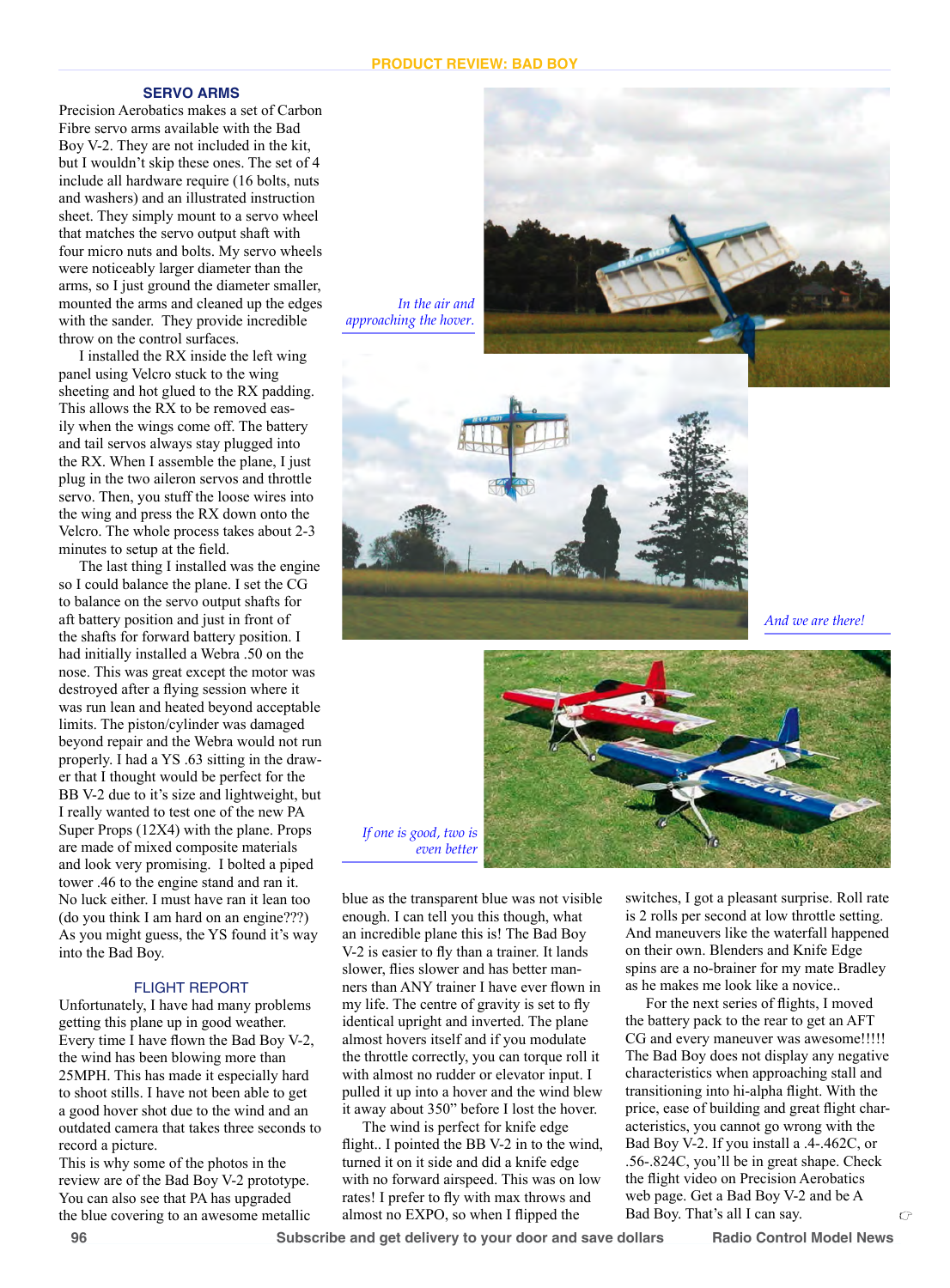### SERVO ARMS

Precision Aerobatics makes a set of Carbon Fibre servo arms available with the Bad Boy V-2. They are not included in the kit, but I wouldn't skip these ones. The set of 4 include all hardware require (16 bolts, nuts and washers) and an illustrated instruction sheet. They simply mount to a servo wheel that matches the servo output shaft with four micro nuts and bolts. My servo wheels were noticeably larger diameter than the arms, so I just ground the diameter smaller, mounted the arms and cleaned up the edges with the sander. They provide incredible throw on the control surfaces.

I installed the RX inside the left wing panel using Velcro stuck to the wing sheeting and hot glued to the RX padding. This allows the RX to be removed easily when the wings come off. The battery and tail servos always stay plugged into the RX. When I assemble the plane, I just plug in the two aileron servos and throttle servo. Then, you stuff the loose wires into the wing and press the RX down onto the Velcro. The whole process takes about 2-3 minutes to setup at the field.

The last thing I installed was the engine so I could balance the plane. I set the CG to balance on the servo output shafts for aft battery position and just in front of the shafts for forward battery position. I had initially installed a Webra .50 on the nose. This was great except the motor was destroyed after a flying session where it was run lean and heated beyond acceptable limits. The piston/cylinder was damaged beyond repair and the Webra would not run properly. I had a YS .63 sitting in the drawer that I thought would be perfect for the BB V-2 due to it's size and lightweight, but I really wanted to test one of the new PA Super Props (12X4) with the plane. Props are made of mixed composite materials and look very promising. I bolted a piped tower .46 to the engine stand and ran it. No luck either. I must have ran it lean too (do you think I am hard on an engine???) As you might guess, the YS found it's way into the Bad Boy.

### FLIGHT REPORT

Unfortunately, I have had many problems getting this plane up in good weather. Every time I have flown the Bad Boy V-2, the wind has been blowing more than 25MPH. This has made it especially hard to shoot stills. I have not been able to get a good hover shot due to the wind and an outdated camera that takes three seconds to record a picture.

This is why some of the photos in the review are of the Bad Boy V-2 prototype. You can also see that PA has upgraded the blue covering to an awesome metallic blue as the transparent blue was not visible enough. I can tell you this though, what an incredible plane this is! The Bad Boy V-2 is easier to fly than a trainer. It lands slower, flies slower and has better manners than ANY trainer I have ever flown in my life. The centre of gravity is set to fly identical upright and inverted. The plane almost hovers itself and if you modulate the throttle correctly, you can torque roll it with almost no rudder or elevator input. I pulled it up into a hover and the wind blew it away about 350" before I lost the hover.

The wind is perfect for knife edge flight.. I pointed the BB V-2 in to the wind, turned it on it side and did a knife edge with no forward airspeed. This was on low rates! I prefer to fly with max throws and almost no EXPO, so when I flipped the switches, I got a pleasant surprise. Roll rate is 2 rolls per second at low throttle setting. And maneuvers like the waterfall happened on their own. Blenders and Knife Edge spins are a no-brainer for my mate Bradley as he makes me look like a novice..

For the next series of flights, I moved the battery pack to the rear to get an AFT CG and every maneuver was awesome!!!!! The Bad Boy does not display any negative characteristics when approaching stall and transitioning into hi-alpha flight. With the price, ease of building and great flight characteristics, you cannot go wrong with the Bad Boy V-2. If you install a .4-.462C, or .56-.824C, you'll be in great shape. Check the flight video on Precision Aerobatics web page. Get a Bad Boy V-2 and be A Bad Boy. That's all I can say.

*In the air and approaching the hover.*

*And we are there!*

*If one is good, two is even better*